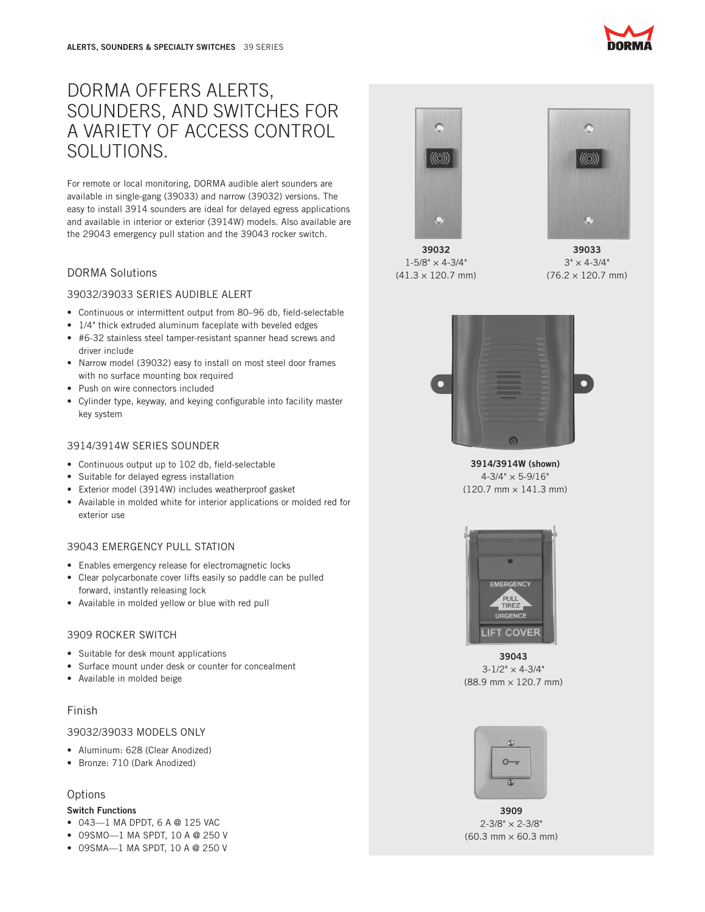# DORMA OFFERS ALERTS, SOUNDERS, AND SWITCHES FOR A VARIETY OF ACCESS CONTROL SOLUTIONS.

For remote or local monitoring, DORMA audible alert sounders are available in single-gang (39033) and narrow (39032) versions. The easy to install 3914 sounders are ideal for delayed egress applications and available in interior or exterior (3914W) models. Also available are the 29043 emergency pull station and the 39043 rocker switch.

## DORMA Solutions

### 39032/39033 SERIES AUDIBLE ALERT

- Continuous or intermittent output from 80–96 db, field-selectable
- 1/4" thick extruded aluminum faceplate with beveled edges
- #6-32 stainless steel tamper-resistant spanner head screws and driver include
- Narrow model (39032) easy to install on most steel door frames with no surface mounting box required
- Push on wire connectors included
- Cylinder type, keyway, and keying configurable into facility master key system

### 3914/3914W SERIES SOUNDER

- Continuous output up to 102 db, field-selectable
- Suitable for delayed egress installation
- Exterior model (3914W) includes weatherproof gasket
- Available in molded white for interior applications or molded red for exterior use

### 39043 EMERGENCY PULL STATION

- Enables emergency release for electromagnetic locks
- Clear polycarbonate cover lifts easily so paddle can be pulled forward, instantly releasing lock
- Available in molded yellow or blue with red pull

### 3909 ROCKER SWITCH

- Suitable for desk mount applications
- Surface mount under desk or counter for concealment
- Available in molded beige

## Finish

### 39032/39033 MODELS ONLY

- Aluminum: 628 (Clear Anodized)
- Bronze: 710 (Dark Anodized)

## Options

**Switch Functions**

- 043—1 MA DPDT, 6 A @ 125 VAC
- 09SMO—1 MA SPDT, 10 A @ 250 V
- 09SMA—1 MA SPDT, 10 A @ 250 V

**39032**
1-5/8" × 4-3/4"
(41.3 × 120.7 mm)

**39033**
3" × 4-3/4"
(76.2 × 120.7 mm)

**3914/3914W (shown)**
4-3/4" × 5-9/16"
(120.7 mm × 141.3 mm)

**39043**
3-1/2" × 4-3/4"
(88.9 mm × 120.7 mm)

**3909**
2-3/8" × 2-3/8"
(60.3 mm × 60.3 mm)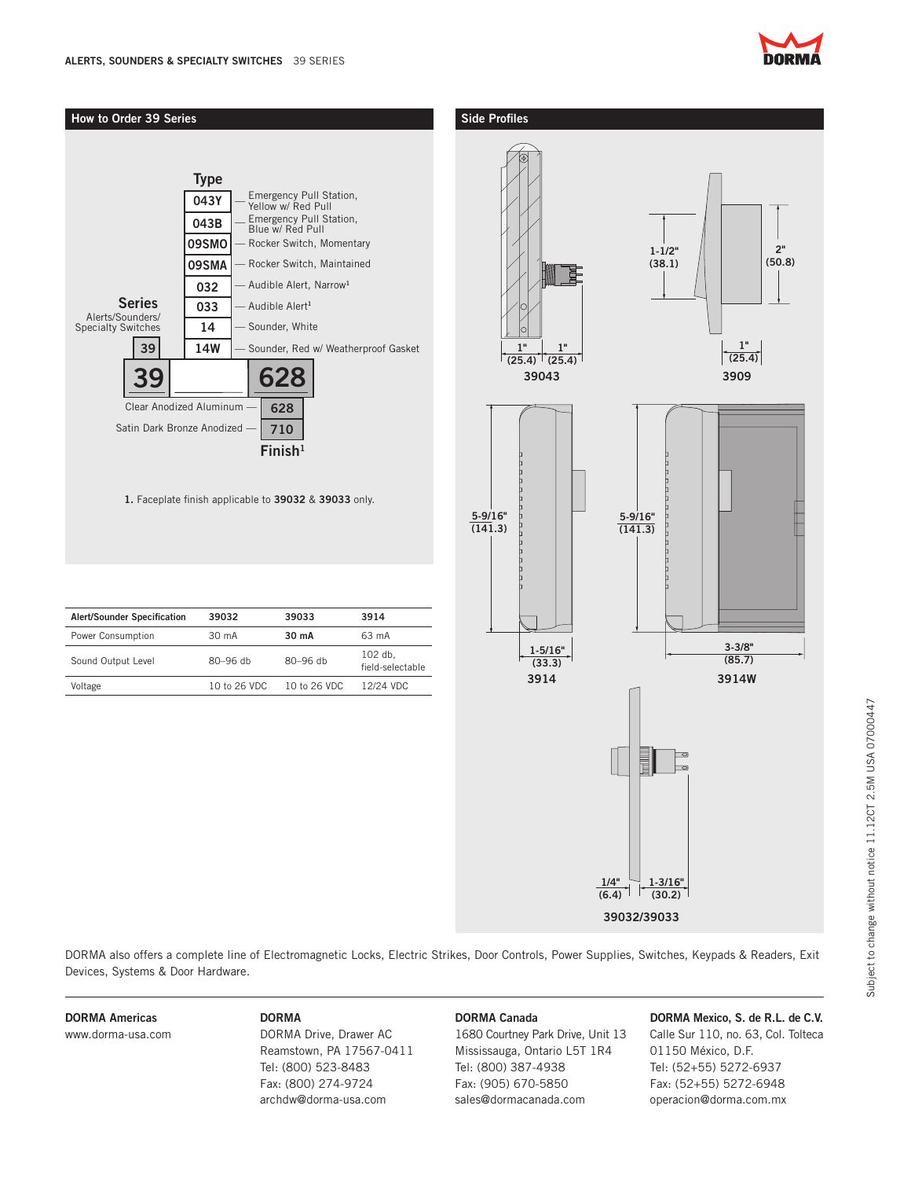## How to Order 39 Series

**Series**
Alerts/Sounders/
Specialty Switches

| 39 |
|---|

**Type**

| Code | Description |
|---|---|
| 043Y | Emergency Pull Station, Yellow w/ Red Pull |
| 043B | Emergency Pull Station, Blue w/ Red Pull |
| 09SMO | Rocker Switch, Momentary |
| 09SMA | Rocker Switch, Maintained |
| 032 | Audible Alert, Narrow[1] |
| 033 | Audible Alert[1] |
| 14 | Sounder, White |
| 14W | Sounder, Red w/ Weatherproof Gasket |

**39** ______ **628**

**Finish[1]**

| Code | Description |
|---|---|
| 628 | Clear Anodized Aluminum |
| 710 | Satin Dark Bronze Anodized |

1. Faceplate finish applicable to **39032** & **39033** only.

| Alert/Sounder Specification | 39032 | 39033 | 3914 |
|---|---|---|---|
| Power Consumption | 30 mA | **30 mA** | 63 mA |
| Sound Output Level | 80–96 db | 80–96 db | 102 db, field-selectable |
| Voltage | 10 to 26 VDC | 10 to 26 VDC | 12/24 VDC |

## Side Profiles

1" (25.4)
1" (25.4)
39043

1-1/2" (38.1)
2" (50.8)
1" (25.4)
3909

5-9/16" (141.3)
1-5/16" (33.3)
3914

5-9/16" (141.3)
3-3/8" (85.7)
3914W

1/4" (6.4)
1-3/16" (30.2)
39032/39033

DORMA also offers a complete line of Electromagnetic Locks, Electric Strikes, Door Controls, Power Supplies, Switches, Keypads & Readers, Exit Devices, Systems & Door Hardware.

**DORMA Americas**
www.dorma-usa.com

**DORMA**
DORMA Drive, Drawer AC
Reamstown, PA 17567-0411
Tel: (800) 523-8483
Fax: (800) 274-9724
archdw@dorma-usa.com

**DORMA Canada**
1680 Courtney Park Drive, Unit 13
Mississauga, Ontario L5T 1R4
Tel: (800) 387-4938
Fax: (905) 670-5850
sales@dormacanada.com

**DORMA Mexico, S. de R.L. de C.V.**
Calle Sur 110, no. 63, Col. Tolteca
01150 México, D.F.
Tel: (52+55) 5272-6937
Fax: (52+55) 5272-6948
operacion@dorma.com.mx

Subject to change without notice 11.12CT 2.5M USA 07000447